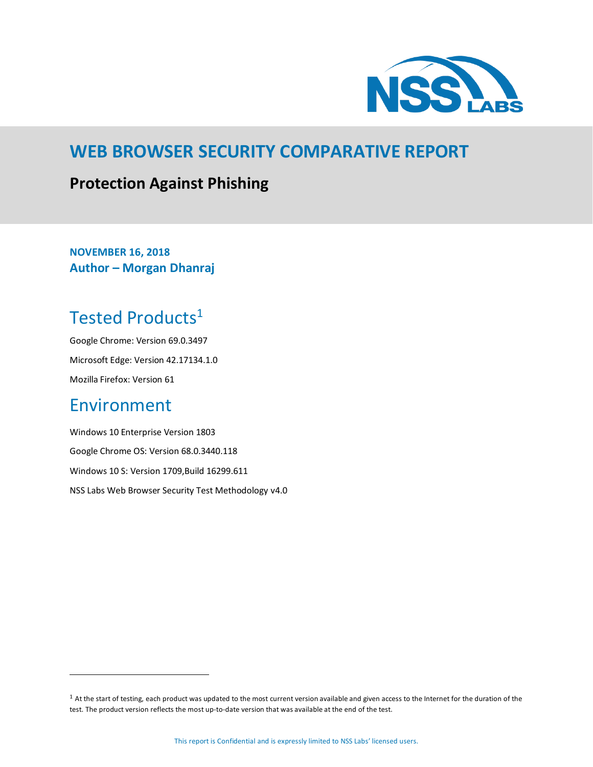# WEB BROWSER SECURITY COMPARATIVE REPORT

## Protection Against Phishing

**NOVEMBER 16, 2018**

**Author – Morgan Dhanraj**

## Tested Products[1]

Google Chrome: Version 69.0.3497

Microsoft Edge: Version 42.17134.1.0

Mozilla Firefox: Version 61

## Environment

Windows 10 Enterprise Version 1803

Google Chrome OS: Version 68.0.3440.118

Windows 10 S: Version 1709,Build 16299.611

NSS Labs Web Browser Security Test Methodology v4.0

---

[1] At the start of testing, each product was updated to the most current version available and given access to the Internet for the duration of the test. The product version reflects the most up-to-date version that was available at the end of the test.

This report is Confidential and is expressly limited to NSS Labs' licensed users.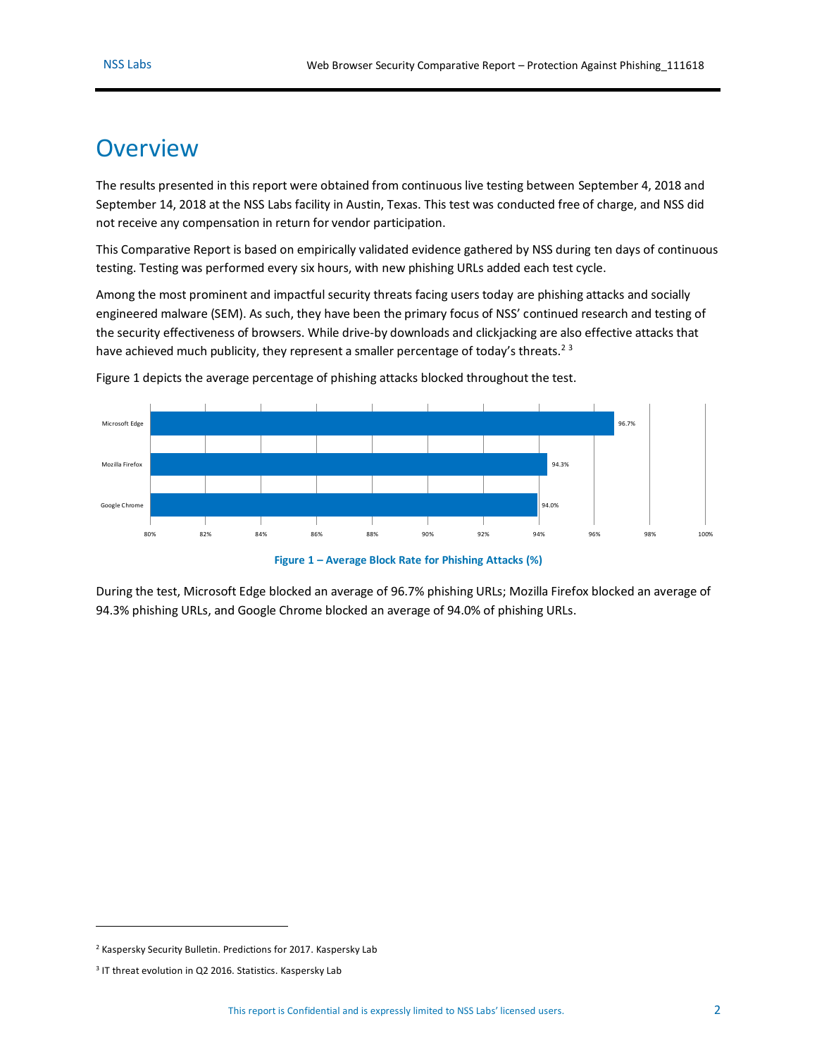# Overview

The results presented in this report were obtained from continuous live testing between September 4, 2018 and September 14, 2018 at the NSS Labs facility in Austin, Texas. This test was conducted free of charge, and NSS did not receive any compensation in return for vendor participation.

This Comparative Report is based on empirically validated evidence gathered by NSS during ten days of continuous testing. Testing was performed every six hours, with new phishing URLs added each test cycle.

Among the most prominent and impactful security threats facing users today are phishing attacks and socially engineered malware (SEM). As such, they have been the primary focus of NSS' continued research and testing of the security effectiveness of browsers. While drive-by downloads and clickjacking are also effective attacks that have achieved much publicity, they represent a smaller percentage of today's threats.[2] [3]

Figure 1 depicts the average percentage of phishing attacks blocked throughout the test.

| Browser | Average Block Rate |
|---|---|
| Microsoft Edge | 96.7% |
| Mozilla Firefox | 94.3% |
| Google Chrome | 94.0% |

**Figure 1 – Average Block Rate for Phishing Attacks (%)**

During the test, Microsoft Edge blocked an average of 96.7% phishing URLs; Mozilla Firefox blocked an average of 94.3% phishing URLs, and Google Chrome blocked an average of 94.0% of phishing URLs.

---

[2] Kaspersky Security Bulletin. Predictions for 2017. Kaspersky Lab

[3] IT threat evolution in Q2 2016. Statistics. Kaspersky Lab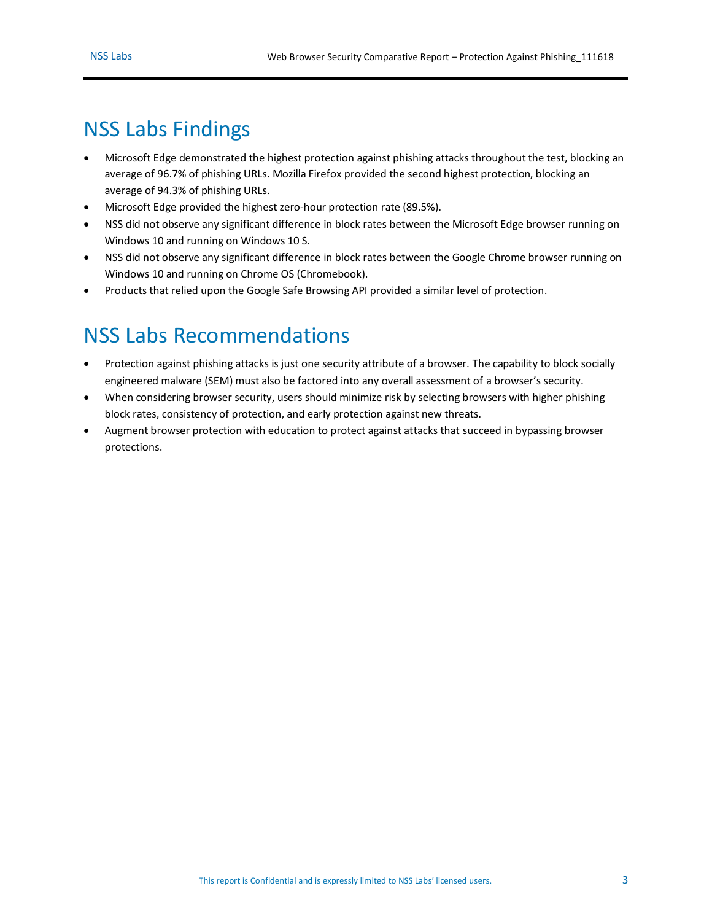# NSS Labs Findings

- Microsoft Edge demonstrated the highest protection against phishing attacks throughout the test, blocking an average of 96.7% of phishing URLs. Mozilla Firefox provided the second highest protection, blocking an average of 94.3% of phishing URLs.
- Microsoft Edge provided the highest zero-hour protection rate (89.5%).
- NSS did not observe any significant difference in block rates between the Microsoft Edge browser running on Windows 10 and running on Windows 10 S.
- NSS did not observe any significant difference in block rates between the Google Chrome browser running on Windows 10 and running on Chrome OS (Chromebook).
- Products that relied upon the Google Safe Browsing API provided a similar level of protection.

# NSS Labs Recommendations

- Protection against phishing attacks is just one security attribute of a browser. The capability to block socially engineered malware (SEM) must also be factored into any overall assessment of a browser's security.
- When considering browser security, users should minimize risk by selecting browsers with higher phishing block rates, consistency of protection, and early protection against new threats.
- Augment browser protection with education to protect against attacks that succeed in bypassing browser protections.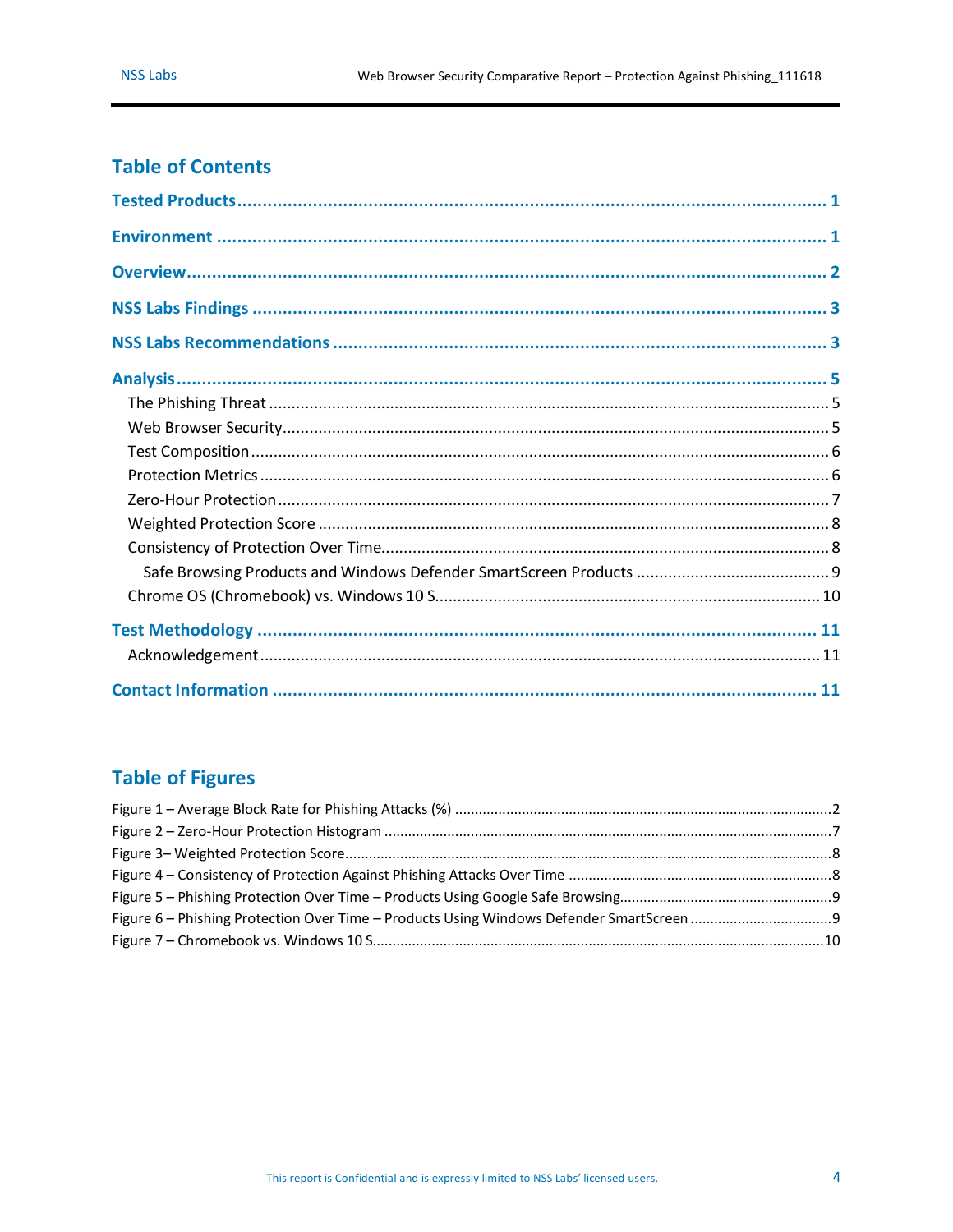## Table of Contents

**Tested Products** ........ 1

**Environment** ........ 1

**Overview** ........ 2

**NSS Labs Findings** ........ 3

**NSS Labs Recommendations** ........ 3

**Analysis** ........ 5

- The Phishing Threat ........ 5
- Web Browser Security ........ 5
- Test Composition ........ 6
- Protection Metrics ........ 6
- Zero-Hour Protection ........ 7
- Weighted Protection Score ........ 8
- Consistency of Protection Over Time ........ 8
  - Safe Browsing Products and Windows Defender SmartScreen Products ........ 9
- Chrome OS (Chromebook) vs. Windows 10 S ........ 10

**Test Methodology** ........ 11

- Acknowledgement ........ 11

**Contact Information** ........ 11

## Table of Figures

Figure 1 – Average Block Rate for Phishing Attacks (%) ........ 2

Figure 2 – Zero-Hour Protection Histogram ........ 7

Figure 3– Weighted Protection Score ........ 8

Figure 4 – Consistency of Protection Against Phishing Attacks Over Time ........ 8

Figure 5 – Phishing Protection Over Time – Products Using Google Safe Browsing ........ 9

Figure 6 – Phishing Protection Over Time – Products Using Windows Defender SmartScreen ........ 9

Figure 7 – Chromebook vs. Windows 10 S ........ 10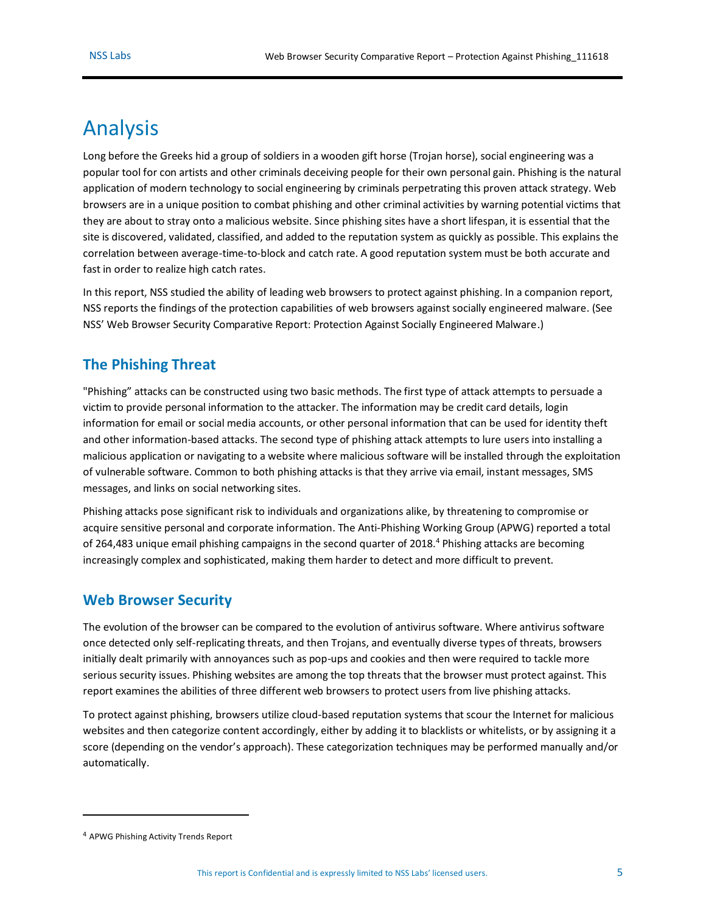# Analysis

Long before the Greeks hid a group of soldiers in a wooden gift horse (Trojan horse), social engineering was a popular tool for con artists and other criminals deceiving people for their own personal gain. Phishing is the natural application of modern technology to social engineering by criminals perpetrating this proven attack strategy. Web browsers are in a unique position to combat phishing and other criminal activities by warning potential victims that they are about to stray onto a malicious website. Since phishing sites have a short lifespan, it is essential that the site is discovered, validated, classified, and added to the reputation system as quickly as possible. This explains the correlation between average-time-to-block and catch rate. A good reputation system must be both accurate and fast in order to realize high catch rates.

In this report, NSS studied the ability of leading web browsers to protect against phishing. In a companion report, NSS reports the findings of the protection capabilities of web browsers against socially engineered malware. (See NSS' Web Browser Security Comparative Report: Protection Against Socially Engineered Malware.)

## The Phishing Threat

"Phishing" attacks can be constructed using two basic methods. The first type of attack attempts to persuade a victim to provide personal information to the attacker. The information may be credit card details, login information for email or social media accounts, or other personal information that can be used for identity theft and other information-based attacks. The second type of phishing attack attempts to lure users into installing a malicious application or navigating to a website where malicious software will be installed through the exploitation of vulnerable software. Common to both phishing attacks is that they arrive via email, instant messages, SMS messages, and links on social networking sites.

Phishing attacks pose significant risk to individuals and organizations alike, by threatening to compromise or acquire sensitive personal and corporate information. The Anti-Phishing Working Group (APWG) reported a total of 264,483 unique email phishing campaigns in the second quarter of 2018.[4] Phishing attacks are becoming increasingly complex and sophisticated, making them harder to detect and more difficult to prevent.

## Web Browser Security

The evolution of the browser can be compared to the evolution of antivirus software. Where antivirus software once detected only self-replicating threats, and then Trojans, and eventually diverse types of threats, browsers initially dealt primarily with annoyances such as pop-ups and cookies and then were required to tackle more serious security issues. Phishing websites are among the top threats that the browser must protect against. This report examines the abilities of three different web browsers to protect users from live phishing attacks.

To protect against phishing, browsers utilize cloud-based reputation systems that scour the Internet for malicious websites and then categorize content accordingly, either by adding it to blacklists or whitelists, or by assigning it a score (depending on the vendor's approach). These categorization techniques may be performed manually and/or automatically.

---

[4] APWG Phishing Activity Trends Report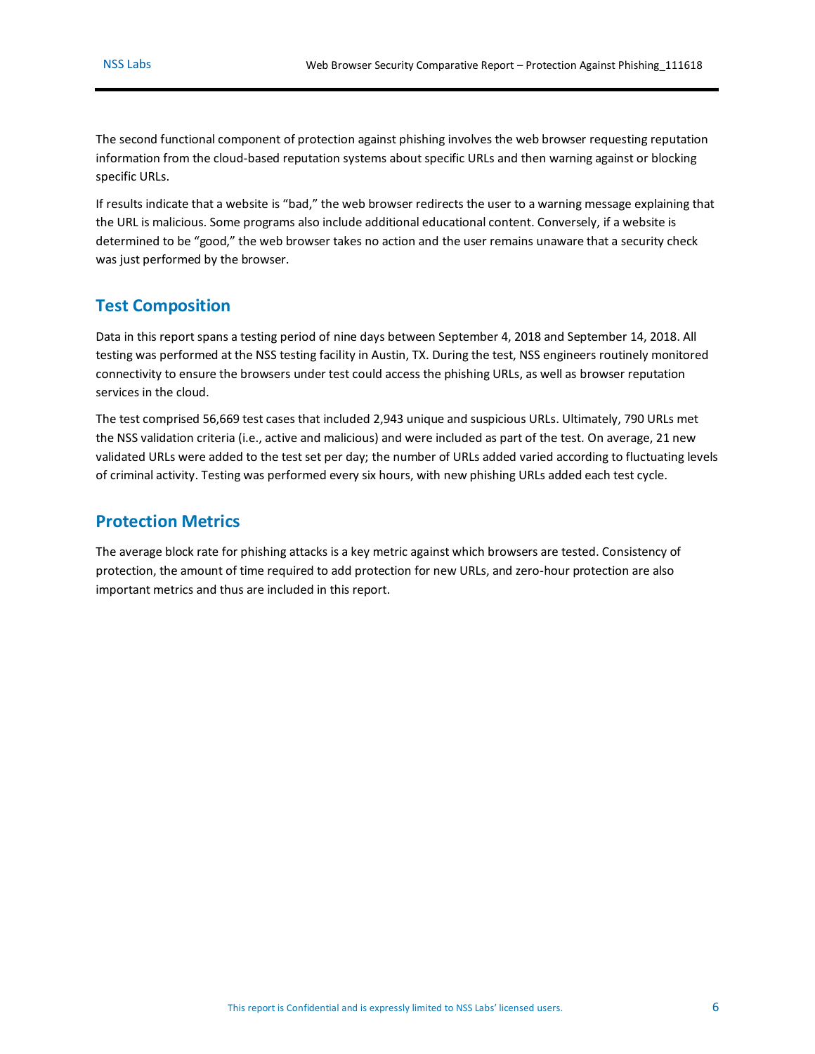The second functional component of protection against phishing involves the web browser requesting reputation information from the cloud-based reputation systems about specific URLs and then warning against or blocking specific URLs.

If results indicate that a website is "bad," the web browser redirects the user to a warning message explaining that the URL is malicious. Some programs also include additional educational content. Conversely, if a website is determined to be "good," the web browser takes no action and the user remains unaware that a security check was just performed by the browser.

## Test Composition

Data in this report spans a testing period of nine days between September 4, 2018 and September 14, 2018. All testing was performed at the NSS testing facility in Austin, TX. During the test, NSS engineers routinely monitored connectivity to ensure the browsers under test could access the phishing URLs, as well as browser reputation services in the cloud.

The test comprised 56,669 test cases that included 2,943 unique and suspicious URLs. Ultimately, 790 URLs met the NSS validation criteria (i.e., active and malicious) and were included as part of the test. On average, 21 new validated URLs were added to the test set per day; the number of URLs added varied according to fluctuating levels of criminal activity. Testing was performed every six hours, with new phishing URLs added each test cycle.

## Protection Metrics

The average block rate for phishing attacks is a key metric against which browsers are tested. Consistency of protection, the amount of time required to add protection for new URLs, and zero-hour protection are also important metrics and thus are included in this report.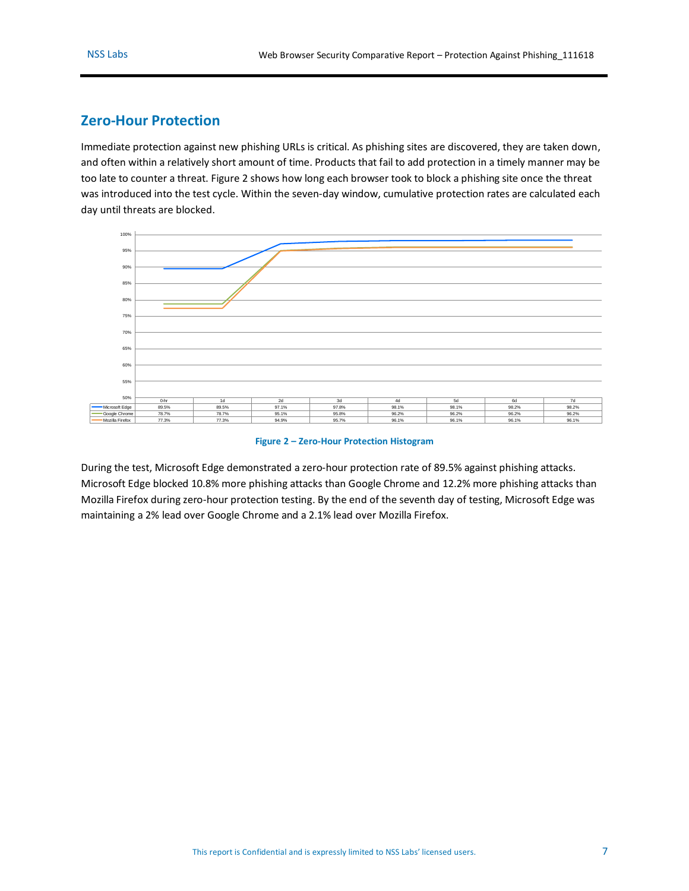## Zero-Hour Protection

Immediate protection against new phishing URLs is critical. As phishing sites are discovered, they are taken down, and often within a relatively short amount of time. Products that fail to add protection in a timely manner may be too late to counter a threat. Figure 2 shows how long each browser took to block a phishing site once the threat was introduced into the test cycle. Within the seven-day window, cumulative protection rates are calculated each day until threats are blocked.

| | 0-hr | 1d | 2d | 3d | 4d | 5d | 6d | 7d |
|---|---|---|---|---|---|---|---|---|
| Microsoft Edge | 89.5% | 89.5% | 97.1% | 97.8% | 98.1% | 98.1% | 98.2% | 98.2% |
| Google Chrome | 78.7% | 78.7% | 95.1% | 95.8% | 96.2% | 96.2% | 96.2% | 96.2% |
| Mozilla Firefox | 77.3% | 77.3% | 94.9% | 95.7% | 96.1% | 96.1% | 96.1% | 96.1% |

**Figure 2 – Zero-Hour Protection Histogram**

During the test, Microsoft Edge demonstrated a zero-hour protection rate of 89.5% against phishing attacks. Microsoft Edge blocked 10.8% more phishing attacks than Google Chrome and 12.2% more phishing attacks than Mozilla Firefox during zero-hour protection testing. By the end of the seventh day of testing, Microsoft Edge was maintaining a 2% lead over Google Chrome and a 2.1% lead over Mozilla Firefox.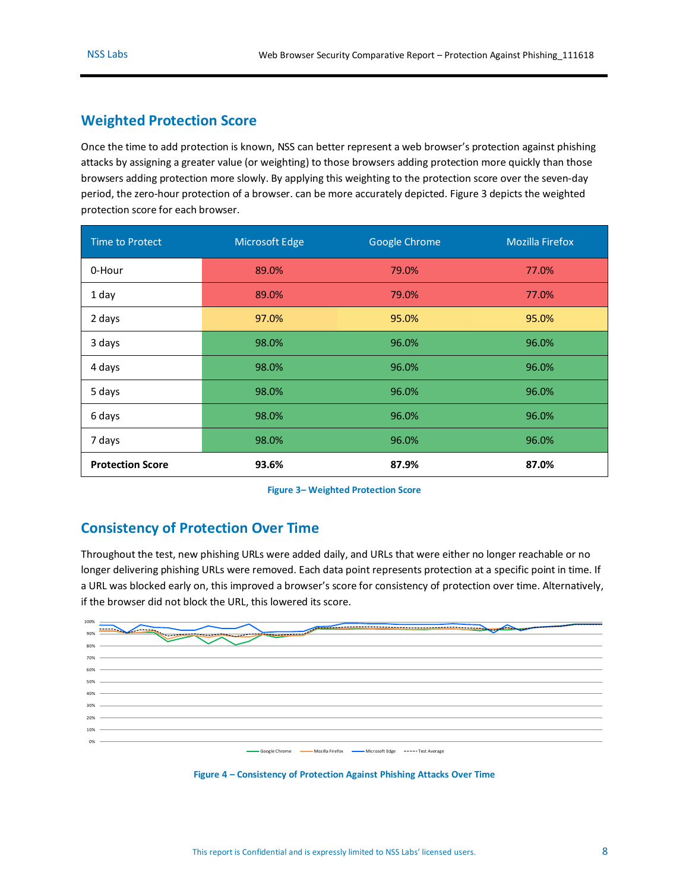## Weighted Protection Score

Once the time to add protection is known, NSS can better represent a web browser's protection against phishing attacks by assigning a greater value (or weighting) to those browsers adding protection more quickly than those browsers adding protection more slowly. By applying this weighting to the protection score over the seven-day period, the zero-hour protection of a browser. can be more accurately depicted. Figure 3 depicts the weighted protection score for each browser.

| Time to Protect | Microsoft Edge | Google Chrome | Mozilla Firefox |
|---|---|---|---|
| 0-Hour | 89.0% | 79.0% | 77.0% |
| 1 day | 89.0% | 79.0% | 77.0% |
| 2 days | 97.0% | 95.0% | 95.0% |
| 3 days | 98.0% | 96.0% | 96.0% |
| 4 days | 98.0% | 96.0% | 96.0% |
| 5 days | 98.0% | 96.0% | 96.0% |
| 6 days | 98.0% | 96.0% | 96.0% |
| 7 days | 98.0% | 96.0% | 96.0% |
| **Protection Score** | **93.6%** | **87.9%** | **87.0%** |

Figure 3– Weighted Protection Score

## Consistency of Protection Over Time

Throughout the test, new phishing URLs were added daily, and URLs that were either no longer reachable or no longer delivering phishing URLs were removed. Each data point represents protection at a specific point in time. If a URL was blocked early on, this improved a browser's score for consistency of protection over time. Alternatively, if the browser did not block the URL, this lowered its score.

Figure 4 – Consistency of Protection Against Phishing Attacks Over Time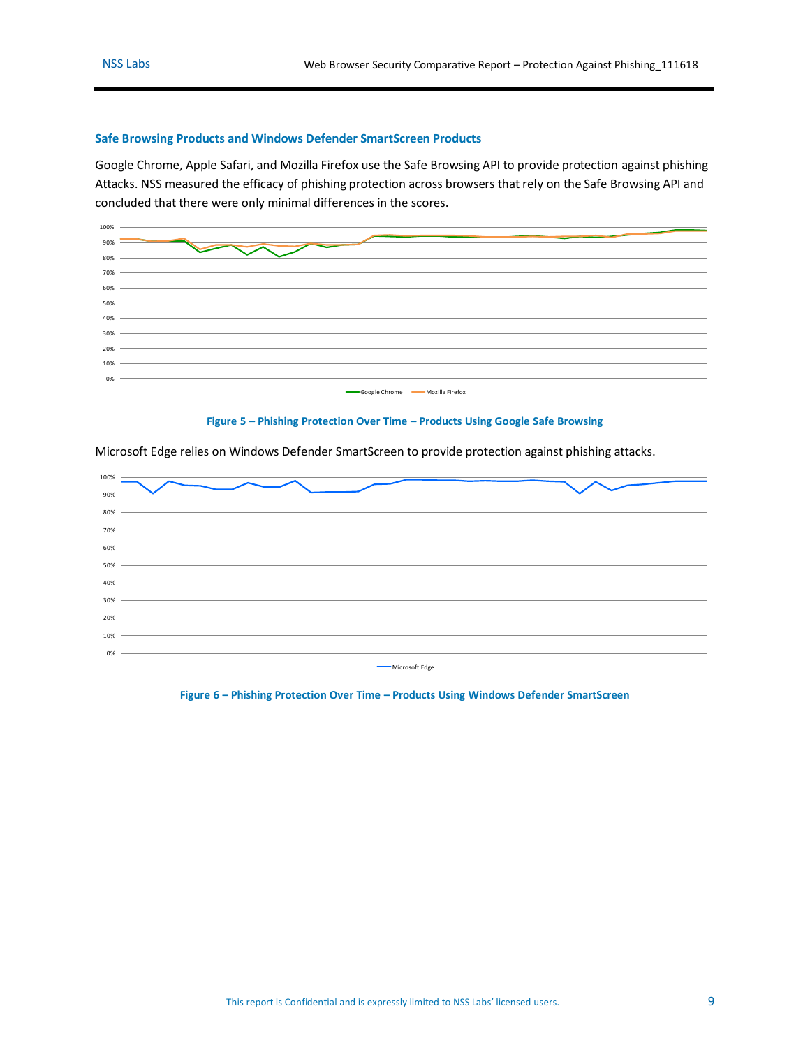### Safe Browsing Products and Windows Defender SmartScreen Products

Google Chrome, Apple Safari, and Mozilla Firefox use the Safe Browsing API to provide protection against phishing Attacks. NSS measured the efficacy of phishing protection across browsers that rely on the Safe Browsing API and concluded that there were only minimal differences in the scores.

Figure 5 – Phishing Protection Over Time – Products Using Google Safe Browsing

Microsoft Edge relies on Windows Defender SmartScreen to provide protection against phishing attacks.

Figure 6 – Phishing Protection Over Time – Products Using Windows Defender SmartScreen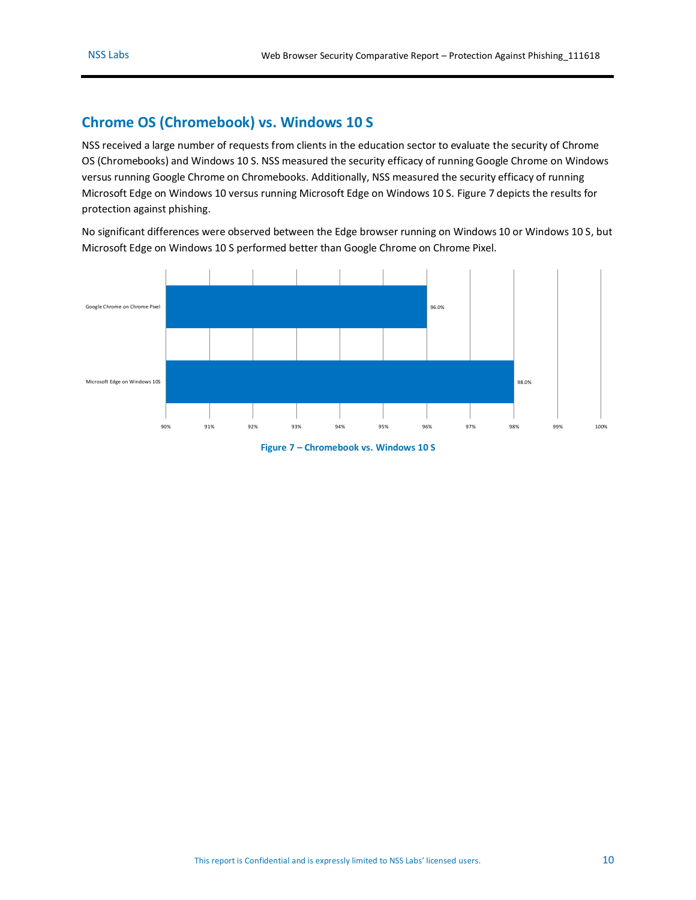## Chrome OS (Chromebook) vs. Windows 10 S

NSS received a large number of requests from clients in the education sector to evaluate the security of Chrome OS (Chromebooks) and Windows 10 S. NSS measured the security efficacy of running Google Chrome on Windows versus running Google Chrome on Chromebooks. Additionally, NSS measured the security efficacy of running Microsoft Edge on Windows 10 versus running Microsoft Edge on Windows 10 S. Figure 7 depicts the results for protection against phishing.

No significant differences were observed between the Edge browser running on Windows 10 or Windows 10 S, but Microsoft Edge on Windows 10 S performed better than Google Chrome on Chrome Pixel.

| Browser | Protection |
|---|---|
| Google Chrome on Chrome Pixel | 96.0% |
| Microsoft Edge on Windows 10S | 98.0% |

**Figure 7 – Chromebook vs. Windows 10 S**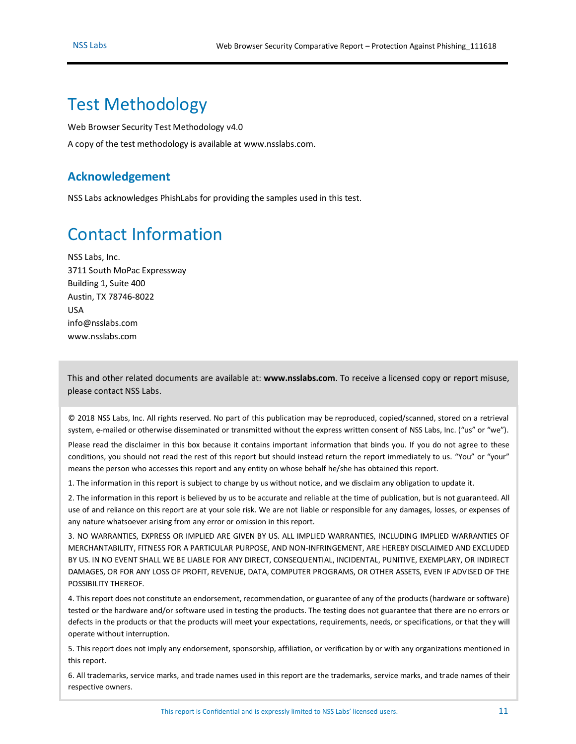# Test Methodology

Web Browser Security Test Methodology v4.0

A copy of the test methodology is available at www.nsslabs.com.

## Acknowledgement

NSS Labs acknowledges PhishLabs for providing the samples used in this test.

# Contact Information

NSS Labs, Inc.
3711 South MoPac Expressway
Building 1, Suite 400
Austin, TX 78746-8022
USA
info@nsslabs.com
www.nsslabs.com

This and other related documents are available at: **www.nsslabs.com**. To receive a licensed copy or report misuse, please contact NSS Labs.

© 2018 NSS Labs, Inc. All rights reserved. No part of this publication may be reproduced, copied/scanned, stored on a retrieval system, e-mailed or otherwise disseminated or transmitted without the express written consent of NSS Labs, Inc. ("us" or "we").

Please read the disclaimer in this box because it contains important information that binds you. If you do not agree to these conditions, you should not read the rest of this report but should instead return the report immediately to us. "You" or "your" means the person who accesses this report and any entity on whose behalf he/she has obtained this report.

1. The information in this report is subject to change by us without notice, and we disclaim any obligation to update it.

2. The information in this report is believed by us to be accurate and reliable at the time of publication, but is not guaranteed. All use of and reliance on this report are at your sole risk. We are not liable or responsible for any damages, losses, or expenses of any nature whatsoever arising from any error or omission in this report.

3. NO WARRANTIES, EXPRESS OR IMPLIED ARE GIVEN BY US. ALL IMPLIED WARRANTIES, INCLUDING IMPLIED WARRANTIES OF MERCHANTABILITY, FITNESS FOR A PARTICULAR PURPOSE, AND NON-INFRINGEMENT, ARE HEREBY DISCLAIMED AND EXCLUDED BY US. IN NO EVENT SHALL WE BE LIABLE FOR ANY DIRECT, CONSEQUENTIAL, INCIDENTAL, PUNITIVE, EXEMPLARY, OR INDIRECT DAMAGES, OR FOR ANY LOSS OF PROFIT, REVENUE, DATA, COMPUTER PROGRAMS, OR OTHER ASSETS, EVEN IF ADVISED OF THE POSSIBILITY THEREOF.

4. This report does not constitute an endorsement, recommendation, or guarantee of any of the products (hardware or software) tested or the hardware and/or software used in testing the products. The testing does not guarantee that there are no errors or defects in the products or that the products will meet your expectations, requirements, needs, or specifications, or that they will operate without interruption.

5. This report does not imply any endorsement, sponsorship, affiliation, or verification by or with any organizations mentioned in this report.

6. All trademarks, service marks, and trade names used in this report are the trademarks, service marks, and trade names of their respective owners.